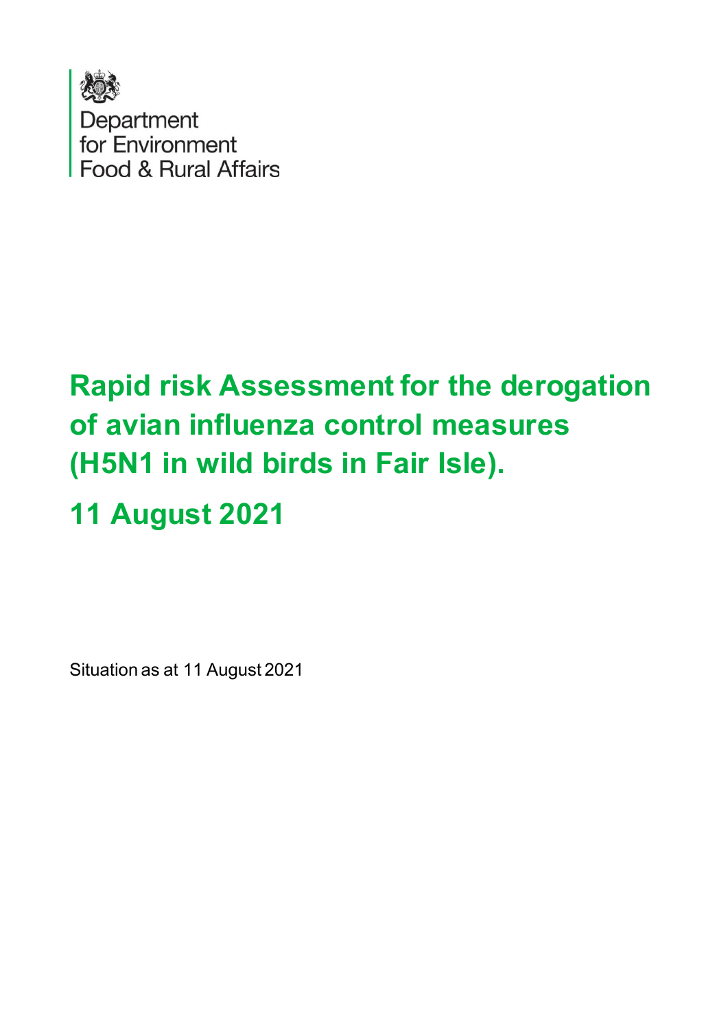Department for Environment Food & Rural Affairs

# Rapid risk Assessment for the derogation of avian influenza control measures (H5N1 in wild birds in Fair Isle).

# 11 August 2021

Situation as at 11 August 2021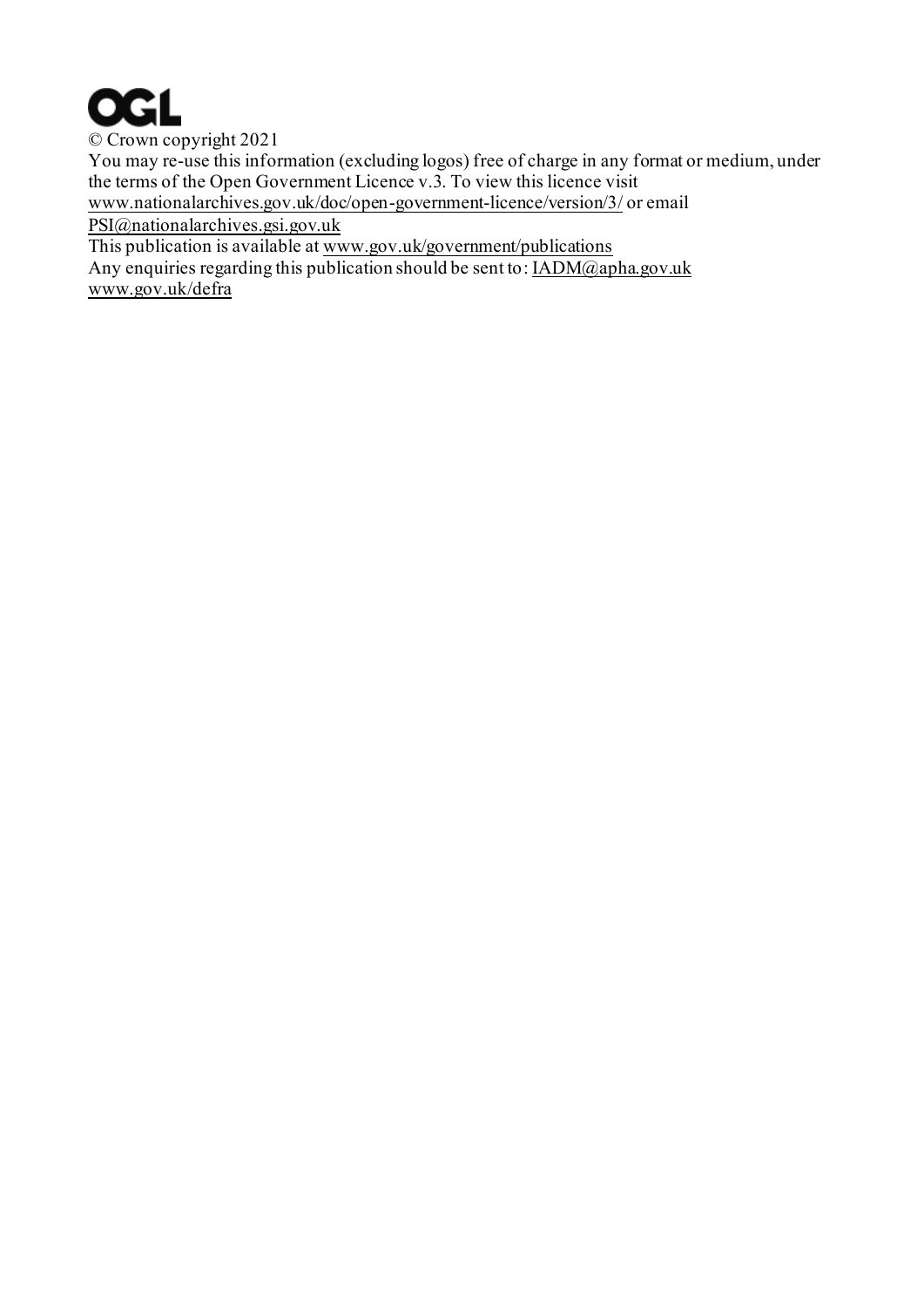OGL

© Crown copyright 2021

You may re-use this information (excluding logos) free of charge in any format or medium, under the terms of the Open Government Licence v.3. To view this licence visit www.nationalarchives.gov.uk/doc/open-government-licence/version/3/ or email PSI@nationalarchives.gsi.gov.uk

This publication is available at www.gov.uk/government/publications

Any enquiries regarding this publication should be sent to: IADM@apha.gov.uk

www.gov.uk/defra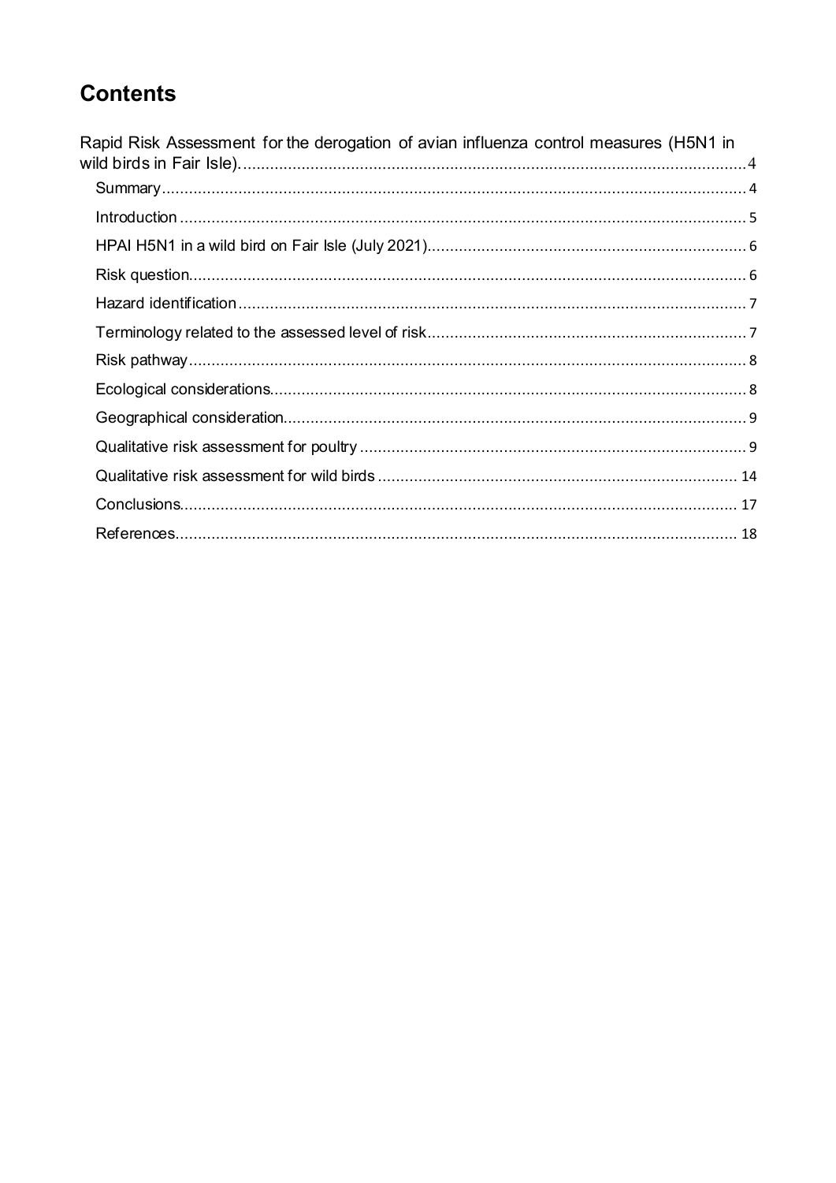# Contents

Rapid Risk Assessment for the derogation of avian influenza control measures (H5N1 in wild birds in Fair Isle)....................................................................................................................4

- Summary....................................................................................................................4
- Introduction....................................................................................................................5
- HPAI H5N1 in a wild bird on Fair Isle (July 2021)....................................................................................................................6
- Risk question....................................................................................................................6
- Hazard identification....................................................................................................................7
- Terminology related to the assessed level of risk....................................................................................................................7
- Risk pathway....................................................................................................................8
- Ecological considerations....................................................................................................................8
- Geographical consideration....................................................................................................................9
- Qualitative risk assessment for poultry....................................................................................................................9
- Qualitative risk assessment for wild birds....................................................................................................................14
- Conclusions....................................................................................................................17
- References....................................................................................................................18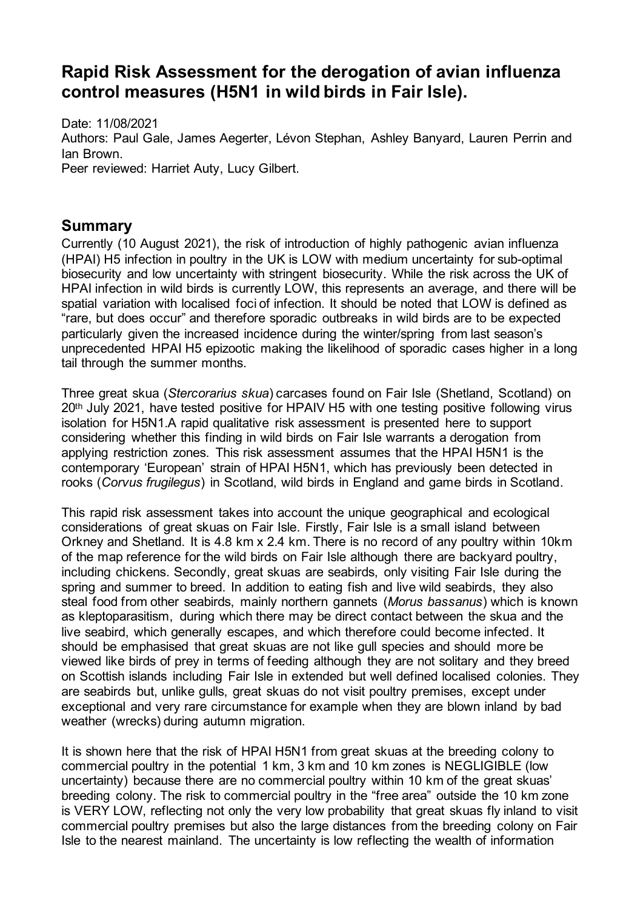# Rapid Risk Assessment for the derogation of avian influenza control measures (H5N1 in wild birds in Fair Isle).

Date: 11/08/2021

Authors: Paul Gale, James Aegerter, Lévon Stephan, Ashley Banyard, Lauren Perrin and Ian Brown.

Peer reviewed: Harriet Auty, Lucy Gilbert.

## Summary

Currently (10 August 2021), the risk of introduction of highly pathogenic avian influenza (HPAI) H5 infection in poultry in the UK is LOW with medium uncertainty for sub-optimal biosecurity and low uncertainty with stringent biosecurity. While the risk across the UK of HPAI infection in wild birds is currently LOW, this represents an average, and there will be spatial variation with localised foci of infection. It should be noted that LOW is defined as "rare, but does occur" and therefore sporadic outbreaks in wild birds are to be expected particularly given the increased incidence during the winter/spring from last season's unprecedented HPAI H5 epizootic making the likelihood of sporadic cases higher in a long tail through the summer months.

Three great skua (*Stercorarius skua*) carcases found on Fair Isle (Shetland, Scotland) on 20th July 2021, have tested positive for HPAIV H5 with one testing positive following virus isolation for H5N1.A rapid qualitative risk assessment is presented here to support considering whether this finding in wild birds on Fair Isle warrants a derogation from applying restriction zones. This risk assessment assumes that the HPAI H5N1 is the contemporary 'European' strain of HPAI H5N1, which has previously been detected in rooks (*Corvus frugilegus*) in Scotland, wild birds in England and game birds in Scotland.

This rapid risk assessment takes into account the unique geographical and ecological considerations of great skuas on Fair Isle. Firstly, Fair Isle is a small island between Orkney and Shetland. It is 4.8 km x 2.4 km. There is no record of any poultry within 10km of the map reference for the wild birds on Fair Isle although there are backyard poultry, including chickens. Secondly, great skuas are seabirds, only visiting Fair Isle during the spring and summer to breed. In addition to eating fish and live wild seabirds, they also steal food from other seabirds, mainly northern gannets (*Morus bassanus*) which is known as kleptoparasitism, during which there may be direct contact between the skua and the live seabird, which generally escapes, and which therefore could become infected. It should be emphasised that great skuas are not like gull species and should more be viewed like birds of prey in terms of feeding although they are not solitary and they breed on Scottish islands including Fair Isle in extended but well defined localised colonies. They are seabirds but, unlike gulls, great skuas do not visit poultry premises, except under exceptional and very rare circumstance for example when they are blown inland by bad weather (wrecks) during autumn migration.

It is shown here that the risk of HPAI H5N1 from great skuas at the breeding colony to commercial poultry in the potential 1 km, 3 km and 10 km zones is NEGLIGIBLE (low uncertainty) because there are no commercial poultry within 10 km of the great skuas' breeding colony. The risk to commercial poultry in the "free area" outside the 10 km zone is VERY LOW, reflecting not only the very low probability that great skuas fly inland to visit commercial poultry premises but also the large distances from the breeding colony on Fair Isle to the nearest mainland. The uncertainty is low reflecting the wealth of information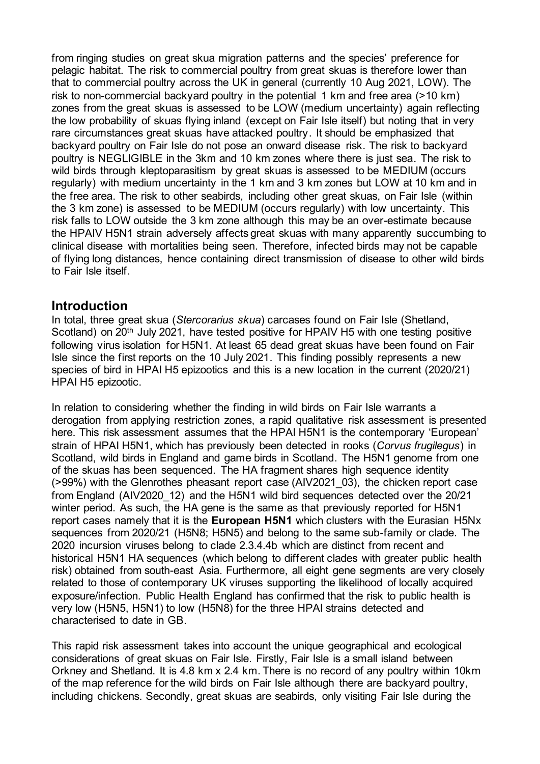from ringing studies on great skua migration patterns and the species' preference for pelagic habitat. The risk to commercial poultry from great skuas is therefore lower than that to commercial poultry across the UK in general (currently 10 Aug 2021, LOW). The risk to non-commercial backyard poultry in the potential 1 km and free area (>10 km) zones from the great skuas is assessed to be LOW (medium uncertainty) again reflecting the low probability of skuas flying inland (except on Fair Isle itself) but noting that in very rare circumstances great skuas have attacked poultry. It should be emphasized that backyard poultry on Fair Isle do not pose an onward disease risk. The risk to backyard poultry is NEGLIGIBLE in the 3km and 10 km zones where there is just sea. The risk to wild birds through kleptoparasitism by great skuas is assessed to be MEDIUM (occurs regularly) with medium uncertainty in the 1 km and 3 km zones but LOW at 10 km and in the free area. The risk to other seabirds, including other great skuas, on Fair Isle (within the 3 km zone) is assessed to be MEDIUM (occurs regularly) with low uncertainty. This risk falls to LOW outside the 3 km zone although this may be an over-estimate because the HPAIV H5N1 strain adversely affects great skuas with many apparently succumbing to clinical disease with mortalities being seen. Therefore, infected birds may not be capable of flying long distances, hence containing direct transmission of disease to other wild birds to Fair Isle itself.

## Introduction

In total, three great skua (*Stercorarius skua*) carcases found on Fair Isle (Shetland, Scotland) on 20th July 2021, have tested positive for HPAIV H5 with one testing positive following virus isolation for H5N1. At least 65 dead great skuas have been found on Fair Isle since the first reports on the 10 July 2021. This finding possibly represents a new species of bird in HPAI H5 epizootics and this is a new location in the current (2020/21) HPAI H5 epizootic.

In relation to considering whether the finding in wild birds on Fair Isle warrants a derogation from applying restriction zones, a rapid qualitative risk assessment is presented here. This risk assessment assumes that the HPAI H5N1 is the contemporary 'European' strain of HPAI H5N1, which has previously been detected in rooks (*Corvus frugilegus*) in Scotland, wild birds in England and game birds in Scotland. The H5N1 genome from one of the skuas has been sequenced. The HA fragment shares high sequence identity (>99%) with the Glenrothes pheasant report case (AIV2021_03), the chicken report case from England (AIV2020_12) and the H5N1 wild bird sequences detected over the 20/21 winter period. As such, the HA gene is the same as that previously reported for H5N1 report cases namely that it is the **European H5N1** which clusters with the Eurasian H5Nx sequences from 2020/21 (H5N8; H5N5) and belong to the same sub-family or clade. The 2020 incursion viruses belong to clade 2.3.4.4b which are distinct from recent and historical H5N1 HA sequences (which belong to different clades with greater public health risk) obtained from south-east Asia. Furthermore, all eight gene segments are very closely related to those of contemporary UK viruses supporting the likelihood of locally acquired exposure/infection. Public Health England has confirmed that the risk to public health is very low (H5N5, H5N1) to low (H5N8) for the three HPAI strains detected and characterised to date in GB.

This rapid risk assessment takes into account the unique geographical and ecological considerations of great skuas on Fair Isle. Firstly, Fair Isle is a small island between Orkney and Shetland. It is 4.8 km x 2.4 km. There is no record of any poultry within 10km of the map reference for the wild birds on Fair Isle although there are backyard poultry, including chickens. Secondly, great skuas are seabirds, only visiting Fair Isle during the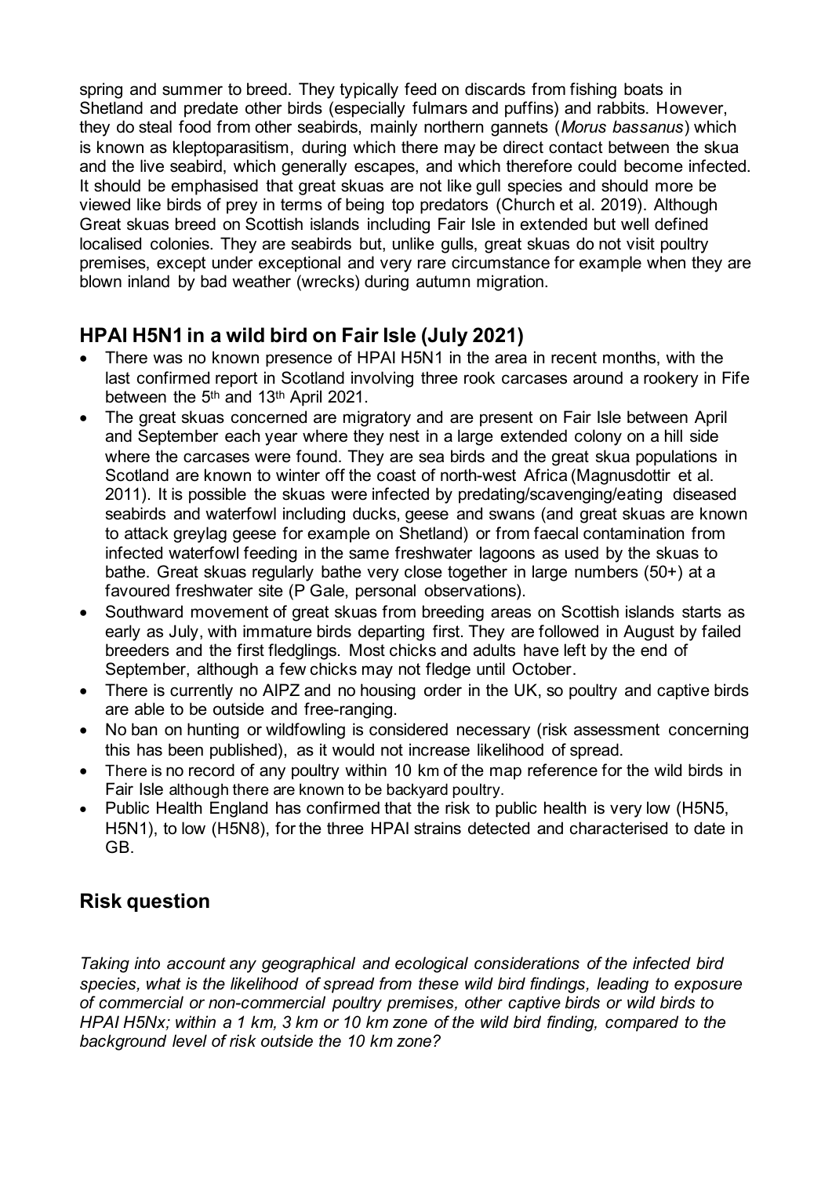spring and summer to breed. They typically feed on discards from fishing boats in Shetland and predate other birds (especially fulmars and puffins) and rabbits. However, they do steal food from other seabirds, mainly northern gannets (*Morus bassanus*) which is known as kleptoparasitism, during which there may be direct contact between the skua and the live seabird, which generally escapes, and which therefore could become infected. It should be emphasised that great skuas are not like gull species and should more be viewed like birds of prey in terms of being top predators (Church et al. 2019). Although Great skuas breed on Scottish islands including Fair Isle in extended but well defined localised colonies. They are seabirds but, unlike gulls, great skuas do not visit poultry premises, except under exceptional and very rare circumstance for example when they are blown inland by bad weather (wrecks) during autumn migration.

## HPAI H5N1 in a wild bird on Fair Isle (July 2021)

- There was no known presence of HPAI H5N1 in the area in recent months, with the last confirmed report in Scotland involving three rook carcases around a rookery in Fife between the 5th and 13th April 2021.
- The great skuas concerned are migratory and are present on Fair Isle between April and September each year where they nest in a large extended colony on a hill side where the carcases were found. They are sea birds and the great skua populations in Scotland are known to winter off the coast of north-west Africa (Magnusdottir et al. 2011). It is possible the skuas were infected by predating/scavenging/eating diseased seabirds and waterfowl including ducks, geese and swans (and great skuas are known to attack greylag geese for example on Shetland) or from faecal contamination from infected waterfowl feeding in the same freshwater lagoons as used by the skuas to bathe. Great skuas regularly bathe very close together in large numbers (50+) at a favoured freshwater site (P Gale, personal observations).
- Southward movement of great skuas from breeding areas on Scottish islands starts as early as July, with immature birds departing first. They are followed in August by failed breeders and the first fledglings. Most chicks and adults have left by the end of September, although a few chicks may not fledge until October.
- There is currently no AIPZ and no housing order in the UK, so poultry and captive birds are able to be outside and free-ranging.
- No ban on hunting or wildfowling is considered necessary (risk assessment concerning this has been published), as it would not increase likelihood of spread.
- There is no record of any poultry within 10 km of the map reference for the wild birds in Fair Isle although there are known to be backyard poultry.
- Public Health England has confirmed that the risk to public health is very low (H5N5, H5N1), to low (H5N8), for the three HPAI strains detected and characterised to date in GB.

## Risk question

*Taking into account any geographical and ecological considerations of the infected bird species, what is the likelihood of spread from these wild bird findings, leading to exposure of commercial or non-commercial poultry premises, other captive birds or wild birds to HPAI H5Nx; within a 1 km, 3 km or 10 km zone of the wild bird finding, compared to the background level of risk outside the 10 km zone?*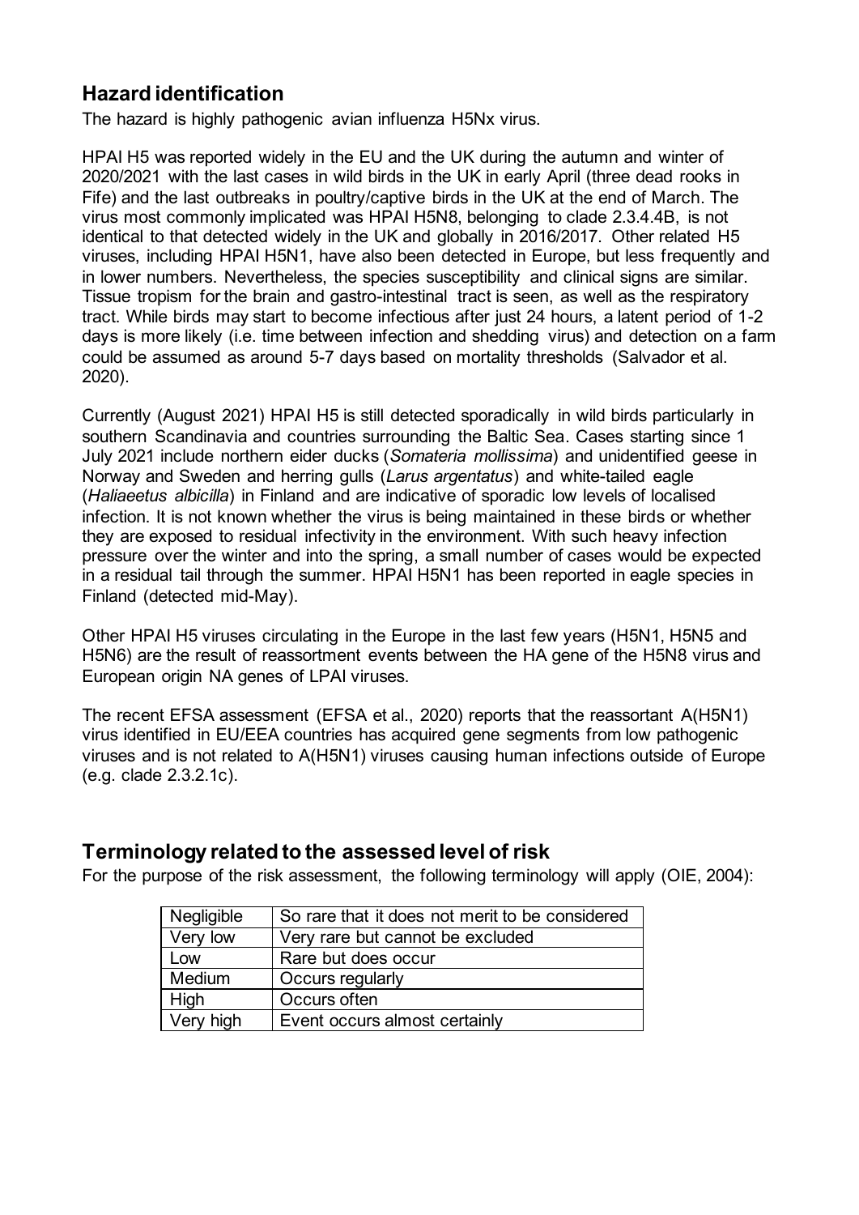## Hazard identification

The hazard is highly pathogenic avian influenza H5Nx virus.

HPAI H5 was reported widely in the EU and the UK during the autumn and winter of 2020/2021 with the last cases in wild birds in the UK in early April (three dead rooks in Fife) and the last outbreaks in poultry/captive birds in the UK at the end of March. The virus most commonly implicated was HPAI H5N8, belonging to clade 2.3.4.4B, is not identical to that detected widely in the UK and globally in 2016/2017. Other related H5 viruses, including HPAI H5N1, have also been detected in Europe, but less frequently and in lower numbers. Nevertheless, the species susceptibility and clinical signs are similar. Tissue tropism for the brain and gastro-intestinal tract is seen, as well as the respiratory tract. While birds may start to become infectious after just 24 hours, a latent period of 1-2 days is more likely (i.e. time between infection and shedding virus) and detection on a farm could be assumed as around 5-7 days based on mortality thresholds (Salvador et al. 2020).

Currently (August 2021) HPAI H5 is still detected sporadically in wild birds particularly in southern Scandinavia and countries surrounding the Baltic Sea. Cases starting since 1 July 2021 include northern eider ducks (*Somateria mollissima*) and unidentified geese in Norway and Sweden and herring gulls (*Larus argentatus*) and white-tailed eagle (*Haliaeetus albicilla*) in Finland and are indicative of sporadic low levels of localised infection. It is not known whether the virus is being maintained in these birds or whether they are exposed to residual infectivity in the environment. With such heavy infection pressure over the winter and into the spring, a small number of cases would be expected in a residual tail through the summer. HPAI H5N1 has been reported in eagle species in Finland (detected mid-May).

Other HPAI H5 viruses circulating in the Europe in the last few years (H5N1, H5N5 and H5N6) are the result of reassortment events between the HA gene of the H5N8 virus and European origin NA genes of LPAI viruses.

The recent EFSA assessment (EFSA et al., 2020) reports that the reassortant A(H5N1) virus identified in EU/EEA countries has acquired gene segments from low pathogenic viruses and is not related to A(H5N1) viruses causing human infections outside of Europe (e.g. clade 2.3.2.1c).

## Terminology related to the assessed level of risk

For the purpose of the risk assessment, the following terminology will apply (OIE, 2004):

| Negligible | So rare that it does not merit to be considered |
|---|---|
| Very low | Very rare but cannot be excluded |
| Low | Rare but does occur |
| Medium | Occurs regularly |
| High | Occurs often |
| Very high | Event occurs almost certainly |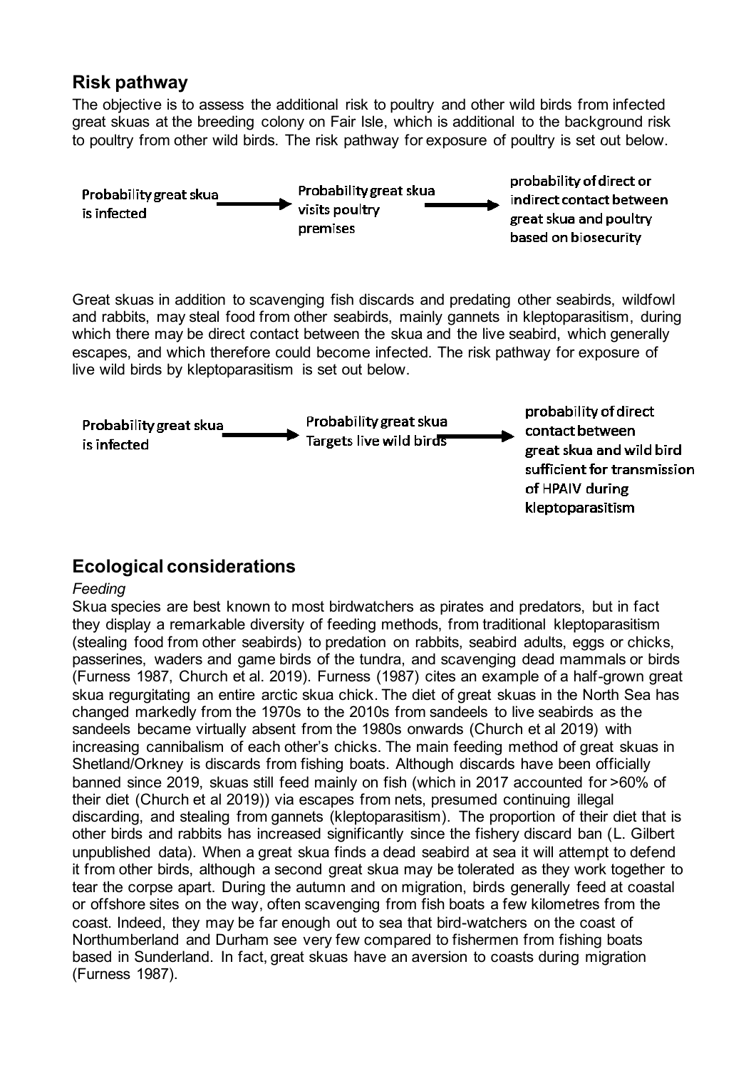## Risk pathway

The objective is to assess the additional risk to poultry and other wild birds from infected great skuas at the breeding colony on Fair Isle, which is additional to the background risk to poultry from other wild birds. The risk pathway for exposure of poultry is set out below.

Probability great skua is infected → Probability great skua visits poultry premises → probability of direct or indirect contact between great skua and poultry based on biosecurity

Great skuas in addition to scavenging fish discards and predating other seabirds, wildfowl and rabbits, may steal food from other seabirds, mainly gannets in kleptoparasitism, during which there may be direct contact between the skua and the live seabird, which generally escapes, and which therefore could become infected. The risk pathway for exposure of live wild birds by kleptoparasitism is set out below.

Probability great skua is infected → Probability great skua Targets live wild birds → probability of direct contact between great skua and wild bird sufficient for transmission of HPAIV during kleptoparasitism

## Ecological considerations

*Feeding*

Skua species are best known to most birdwatchers as pirates and predators, but in fact they display a remarkable diversity of feeding methods, from traditional kleptoparasitism (stealing food from other seabirds) to predation on rabbits, seabird adults, eggs or chicks, passerines, waders and game birds of the tundra, and scavenging dead mammals or birds (Furness 1987, Church et al. 2019). Furness (1987) cites an example of a half-grown great skua regurgitating an entire arctic skua chick. The diet of great skuas in the North Sea has changed markedly from the 1970s to the 2010s from sandeels to live seabirds as the sandeels became virtually absent from the 1980s onwards (Church et al 2019) with increasing cannibalism of each other's chicks. The main feeding method of great skuas in Shetland/Orkney is discards from fishing boats. Although discards have been officially banned since 2019, skuas still feed mainly on fish (which in 2017 accounted for >60% of their diet (Church et al 2019)) via escapes from nets, presumed continuing illegal discarding, and stealing from gannets (kleptoparasitism). The proportion of their diet that is other birds and rabbits has increased significantly since the fishery discard ban (L. Gilbert unpublished data). When a great skua finds a dead seabird at sea it will attempt to defend it from other birds, although a second great skua may be tolerated as they work together to tear the corpse apart. During the autumn and on migration, birds generally feed at coastal or offshore sites on the way, often scavenging from fish boats a few kilometres from the coast. Indeed, they may be far enough out to sea that bird-watchers on the coast of Northumberland and Durham see very few compared to fishermen from fishing boats based in Sunderland. In fact, great skuas have an aversion to coasts during migration (Furness 1987).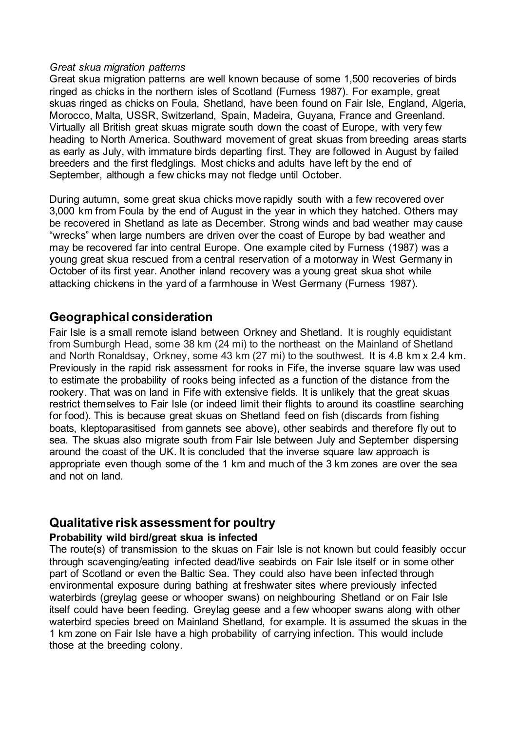*Great skua migration patterns*

Great skua migration patterns are well known because of some 1,500 recoveries of birds ringed as chicks in the northern isles of Scotland (Furness 1987). For example, great skuas ringed as chicks on Foula, Shetland, have been found on Fair Isle, England, Algeria, Morocco, Malta, USSR, Switzerland, Spain, Madeira, Guyana, France and Greenland. Virtually all British great skuas migrate south down the coast of Europe, with very few heading to North America. Southward movement of great skuas from breeding areas starts as early as July, with immature birds departing first. They are followed in August by failed breeders and the first fledglings. Most chicks and adults have left by the end of September, although a few chicks may not fledge until October.

During autumn, some great skua chicks move rapidly south with a few recovered over 3,000 km from Foula by the end of August in the year in which they hatched. Others may be recovered in Shetland as late as December. Strong winds and bad weather may cause "wrecks" when large numbers are driven over the coast of Europe by bad weather and may be recovered far into central Europe. One example cited by Furness (1987) was a young great skua rescued from a central reservation of a motorway in West Germany in October of its first year. Another inland recovery was a young great skua shot while attacking chickens in the yard of a farmhouse in West Germany (Furness 1987).

## Geographical consideration

Fair Isle is a small remote island between Orkney and Shetland. It is roughly equidistant from Sumburgh Head, some 38 km (24 mi) to the northeast on the Mainland of Shetland and North Ronaldsay, Orkney, some 43 km (27 mi) to the southwest. It is 4.8 km x 2.4 km. Previously in the rapid risk assessment for rooks in Fife, the inverse square law was used to estimate the probability of rooks being infected as a function of the distance from the rookery. That was on land in Fife with extensive fields. It is unlikely that the great skuas restrict themselves to Fair Isle (or indeed limit their flights to around its coastline searching for food). This is because great skuas on Shetland feed on fish (discards from fishing boats, kleptoparasitised from gannets see above), other seabirds and therefore fly out to sea. The skuas also migrate south from Fair Isle between July and September dispersing around the coast of the UK. It is concluded that the inverse square law approach is appropriate even though some of the 1 km and much of the 3 km zones are over the sea and not on land.

## Qualitative risk assessment for poultry

### Probability wild bird/great skua is infected

The route(s) of transmission to the skuas on Fair Isle is not known but could feasibly occur through scavenging/eating infected dead/live seabirds on Fair Isle itself or in some other part of Scotland or even the Baltic Sea. They could also have been infected through environmental exposure during bathing at freshwater sites where previously infected waterbirds (greylag geese or whooper swans) on neighbouring Shetland or on Fair Isle itself could have been feeding. Greylag geese and a few whooper swans along with other waterbird species breed on Mainland Shetland, for example. It is assumed the skuas in the 1 km zone on Fair Isle have a high probability of carrying infection. This would include those at the breeding colony.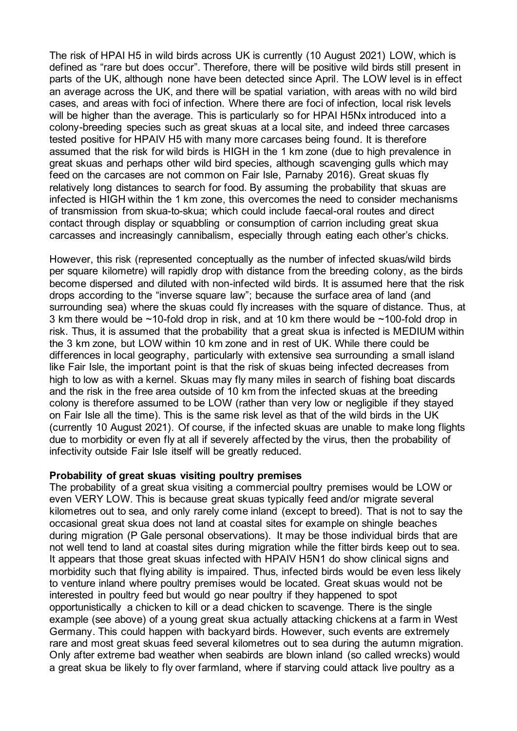The risk of HPAI H5 in wild birds across UK is currently (10 August 2021) LOW, which is defined as "rare but does occur". Therefore, there will be positive wild birds still present in parts of the UK, although none have been detected since April. The LOW level is in effect an average across the UK, and there will be spatial variation, with areas with no wild bird cases, and areas with foci of infection. Where there are foci of infection, local risk levels will be higher than the average. This is particularly so for HPAI H5Nx introduced into a colony-breeding species such as great skuas at a local site, and indeed three carcases tested positive for HPAIV H5 with many more carcases being found. It is therefore assumed that the risk for wild birds is HIGH in the 1 km zone (due to high prevalence in great skuas and perhaps other wild bird species, although scavenging gulls which may feed on the carcases are not common on Fair Isle, Parnaby 2016). Great skuas fly relatively long distances to search for food. By assuming the probability that skuas are infected is HIGH within the 1 km zone, this overcomes the need to consider mechanisms of transmission from skua-to-skua; which could include faecal-oral routes and direct contact through display or squabbling or consumption of carrion including great skua carcasses and increasingly cannibalism, especially through eating each other's chicks.

However, this risk (represented conceptually as the number of infected skuas/wild birds per square kilometre) will rapidly drop with distance from the breeding colony, as the birds become dispersed and diluted with non-infected wild birds. It is assumed here that the risk drops according to the "inverse square law"; because the surface area of land (and surrounding sea) where the skuas could fly increases with the square of distance. Thus, at 3 km there would be ~10-fold drop in risk, and at 10 km there would be ~100-fold drop in risk. Thus, it is assumed that the probability that a great skua is infected is MEDIUM within the 3 km zone, but LOW within 10 km zone and in rest of UK. While there could be differences in local geography, particularly with extensive sea surrounding a small island like Fair Isle, the important point is that the risk of skuas being infected decreases from high to low as with a kernel. Skuas may fly many miles in search of fishing boat discards and the risk in the free area outside of 10 km from the infected skuas at the breeding colony is therefore assumed to be LOW (rather than very low or negligible if they stayed on Fair Isle all the time). This is the same risk level as that of the wild birds in the UK (currently 10 August 2021). Of course, if the infected skuas are unable to make long flights due to morbidity or even fly at all if severely affected by the virus, then the probability of infectivity outside Fair Isle itself will be greatly reduced.

**Probability of great skuas visiting poultry premises**

The probability of a great skua visiting a commercial poultry premises would be LOW or even VERY LOW. This is because great skuas typically feed and/or migrate several kilometres out to sea, and only rarely come inland (except to breed). That is not to say the occasional great skua does not land at coastal sites for example on shingle beaches during migration (P Gale personal observations). It may be those individual birds that are not well tend to land at coastal sites during migration while the fitter birds keep out to sea. It appears that those great skuas infected with HPAIV H5N1 do show clinical signs and morbidity such that flying ability is impaired. Thus, infected birds would be even less likely to venture inland where poultry premises would be located. Great skuas would not be interested in poultry feed but would go near poultry if they happened to spot opportunistically a chicken to kill or a dead chicken to scavenge. There is the single example (see above) of a young great skua actually attacking chickens at a farm in West Germany. This could happen with backyard birds. However, such events are extremely rare and most great skuas feed several kilometres out to sea during the autumn migration. Only after extreme bad weather when seabirds are blown inland (so called wrecks) would a great skua be likely to fly over farmland, where if starving could attack live poultry as a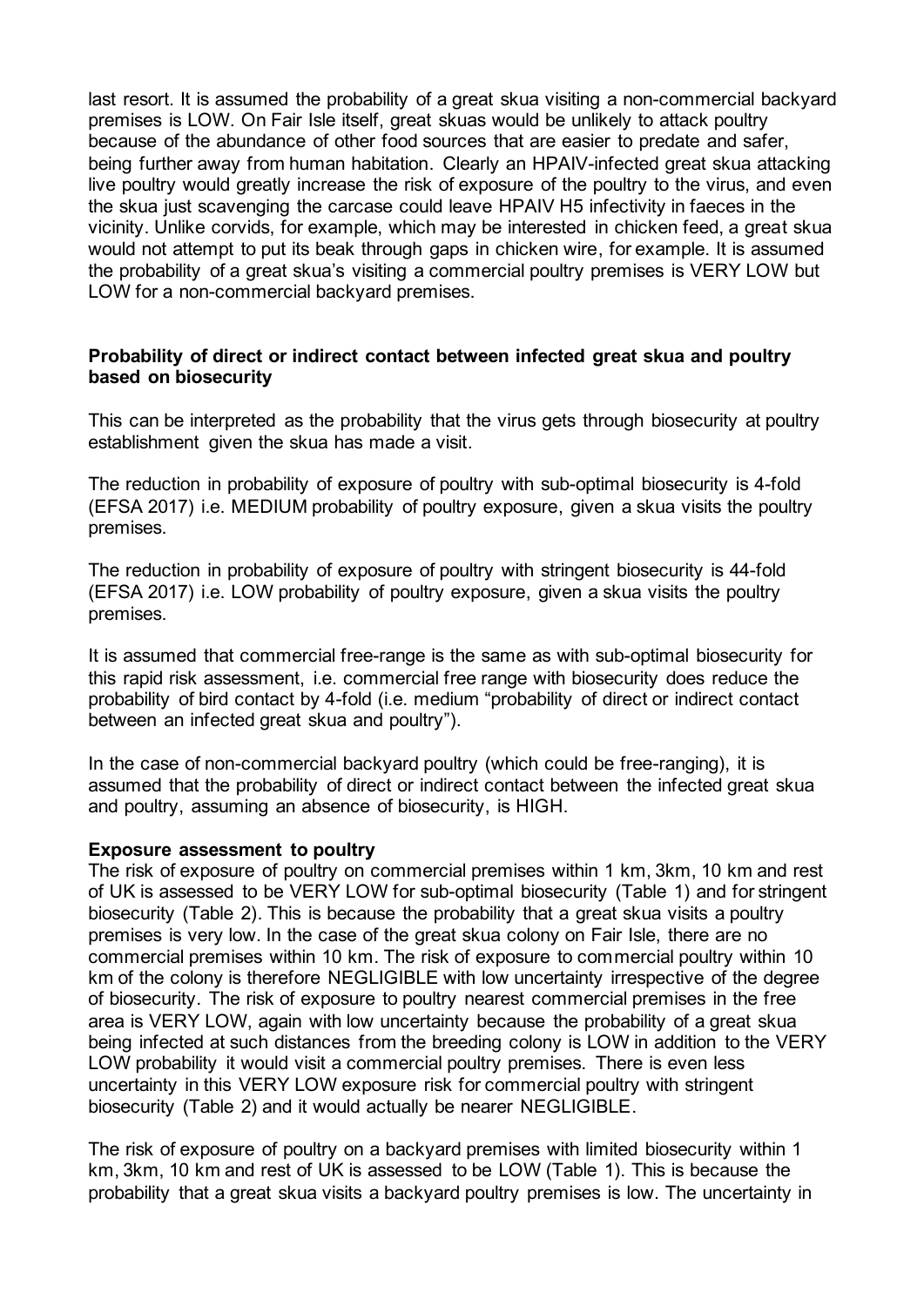last resort. It is assumed the probability of a great skua visiting a non-commercial backyard premises is LOW. On Fair Isle itself, great skuas would be unlikely to attack poultry because of the abundance of other food sources that are easier to predate and safer, being further away from human habitation. Clearly an HPAIV-infected great skua attacking live poultry would greatly increase the risk of exposure of the poultry to the virus, and even the skua just scavenging the carcase could leave HPAIV H5 infectivity in faeces in the vicinity. Unlike corvids, for example, which may be interested in chicken feed, a great skua would not attempt to put its beak through gaps in chicken wire, for example. It is assumed the probability of a great skua's visiting a commercial poultry premises is VERY LOW but LOW for a non-commercial backyard premises.

**Probability of direct or indirect contact between infected great skua and poultry based on biosecurity**

This can be interpreted as the probability that the virus gets through biosecurity at poultry establishment given the skua has made a visit.

The reduction in probability of exposure of poultry with sub-optimal biosecurity is 4-fold (EFSA 2017) i.e. MEDIUM probability of poultry exposure, given a skua visits the poultry premises.

The reduction in probability of exposure of poultry with stringent biosecurity is 44-fold (EFSA 2017) i.e. LOW probability of poultry exposure, given a skua visits the poultry premises.

It is assumed that commercial free-range is the same as with sub-optimal biosecurity for this rapid risk assessment, i.e. commercial free range with biosecurity does reduce the probability of bird contact by 4-fold (i.e. medium "probability of direct or indirect contact between an infected great skua and poultry").

In the case of non-commercial backyard poultry (which could be free-ranging), it is assumed that the probability of direct or indirect contact between the infected great skua and poultry, assuming an absence of biosecurity, is HIGH.

**Exposure assessment to poultry**

The risk of exposure of poultry on commercial premises within 1 km, 3km, 10 km and rest of UK is assessed to be VERY LOW for sub-optimal biosecurity (Table 1) and for stringent biosecurity (Table 2). This is because the probability that a great skua visits a poultry premises is very low. In the case of the great skua colony on Fair Isle, there are no commercial premises within 10 km. The risk of exposure to commercial poultry within 10 km of the colony is therefore NEGLIGIBLE with low uncertainty irrespective of the degree of biosecurity. The risk of exposure to poultry nearest commercial premises in the free area is VERY LOW, again with low uncertainty because the probability of a great skua being infected at such distances from the breeding colony is LOW in addition to the VERY LOW probability it would visit a commercial poultry premises. There is even less uncertainty in this VERY LOW exposure risk for commercial poultry with stringent biosecurity (Table 2) and it would actually be nearer NEGLIGIBLE.

The risk of exposure of poultry on a backyard premises with limited biosecurity within 1 km, 3km, 10 km and rest of UK is assessed to be LOW (Table 1). This is because the probability that a great skua visits a backyard poultry premises is low. The uncertainty in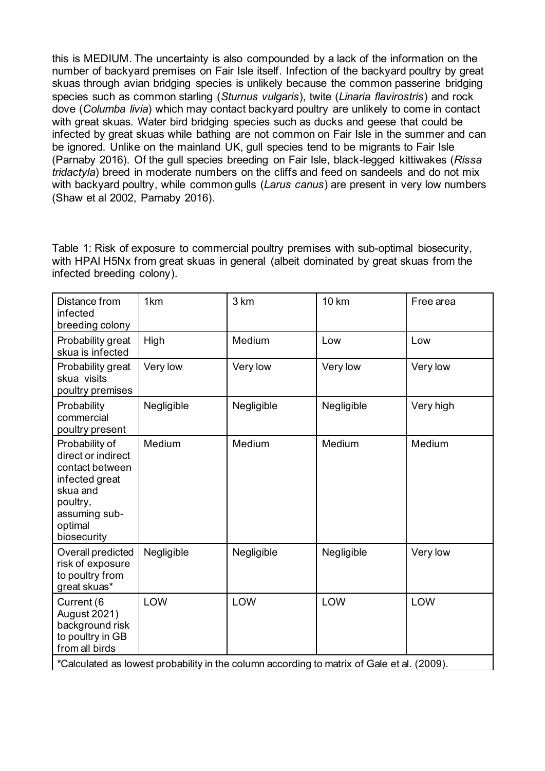this is MEDIUM. The uncertainty is also compounded by a lack of the information on the number of backyard premises on Fair Isle itself. Infection of the backyard poultry by great skuas through avian bridging species is unlikely because the common passerine bridging species such as common starling (*Sturnus vulgaris*), twite (*Linaria flavirostris*) and rock dove (*Columba livia*) which may contact backyard poultry are unlikely to come in contact with great skuas. Water bird bridging species such as ducks and geese that could be infected by great skuas while bathing are not common on Fair Isle in the summer and can be ignored. Unlike on the mainland UK, gull species tend to be migrants to Fair Isle (Parnaby 2016). Of the gull species breeding on Fair Isle, black-legged kittiwakes (*Rissa tridactyla*) breed in moderate numbers on the cliffs and feed on sandeels and do not mix with backyard poultry, while common gulls (*Larus canus*) are present in very low numbers (Shaw et al 2002, Parnaby 2016).

Table 1: Risk of exposure to commercial poultry premises with sub-optimal biosecurity, with HPAI H5Nx from great skuas in general (albeit dominated by great skuas from the infected breeding colony).

| Distance from infected breeding colony | 1km | 3 km | 10 km | Free area |
| --- | --- | --- | --- | --- |
| Probability great skua is infected | High | Medium | Low | Low |
| Probability great skua visits poultry premises | Very low | Very low | Very low | Very low |
| Probability commercial poultry present | Negligible | Negligible | Negligible | Very high |
| Probability of direct or indirect contact between infected great skua and poultry, assuming sub-optimal biosecurity | Medium | Medium | Medium | Medium |
| Overall predicted risk of exposure to poultry from great skuas* | Negligible | Negligible | Negligible | Very low |
| Current (6 August 2021) background risk to poultry in GB from all birds | LOW | LOW | LOW | LOW |
| *Calculated as lowest probability in the column according to matrix of Gale et al. (2009). | | | | |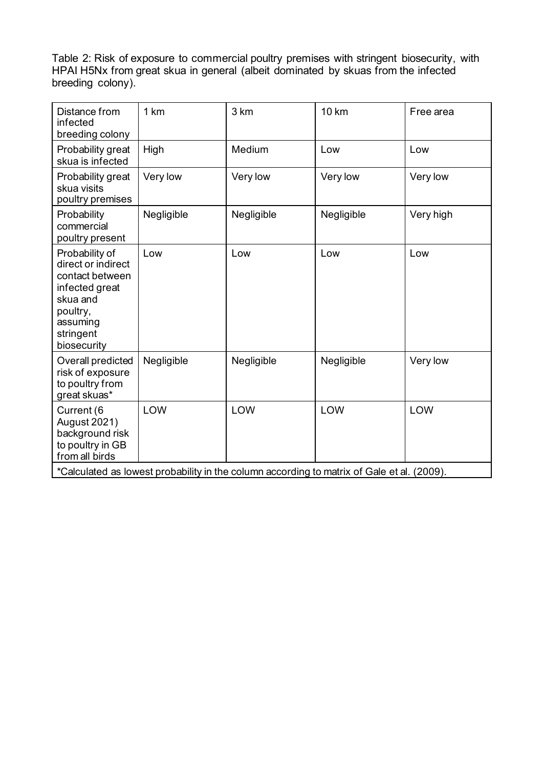Table 2: Risk of exposure to commercial poultry premises with stringent biosecurity, with HPAI H5Nx from great skua in general (albeit dominated by skuas from the infected breeding colony).

| Distance from infected breeding colony | 1 km | 3 km | 10 km | Free area |
|---|---|---|---|---|
| Probability great skua is infected | High | Medium | Low | Low |
| Probability great skua visits poultry premises | Very low | Very low | Very low | Very low |
| Probability commercial poultry present | Negligible | Negligible | Negligible | Very high |
| Probability of direct or indirect contact between infected great skua and poultry, assuming stringent biosecurity | Low | Low | Low | Low |
| Overall predicted risk of exposure to poultry from great skuas* | Negligible | Negligible | Negligible | Very low |
| Current (6 August 2021) background risk to poultry in GB from all birds | LOW | LOW | LOW | LOW |

*Calculated as lowest probability in the column according to matrix of Gale et al. (2009).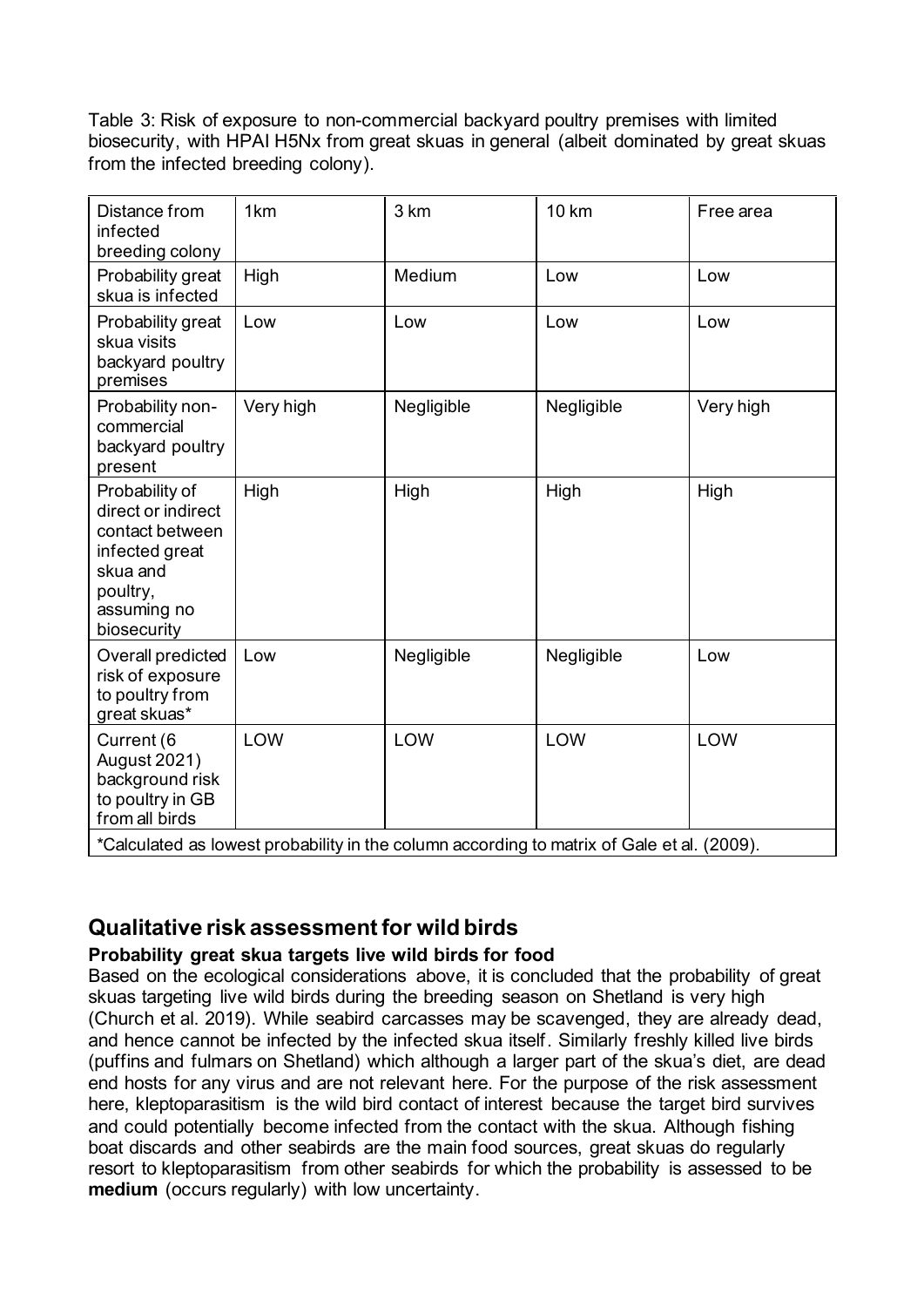Table 3: Risk of exposure to non-commercial backyard poultry premises with limited biosecurity, with HPAI H5Nx from great skuas in general (albeit dominated by great skuas from the infected breeding colony).

| Distance from infected breeding colony | 1km | 3 km | 10 km | Free area |
|---|---|---|---|---|
| Probability great skua is infected | High | Medium | Low | Low |
| Probability great skua visits backyard poultry premises | Low | Low | Low | Low |
| Probability non-commercial backyard poultry present | Very high | Negligible | Negligible | Very high |
| Probability of direct or indirect contact between infected great skua and poultry, assuming no biosecurity | High | High | High | High |
| Overall predicted risk of exposure to poultry from great skuas* | Low | Negligible | Negligible | Low |
| Current (6 August 2021) background risk to poultry in GB from all birds | LOW | LOW | LOW | LOW |

*Calculated as lowest probability in the column according to matrix of Gale et al. (2009).

## Qualitative risk assessment for wild birds

### Probability great skua targets live wild birds for food

Based on the ecological considerations above, it is concluded that the probability of great skuas targeting live wild birds during the breeding season on Shetland is very high (Church et al. 2019). While seabird carcasses may be scavenged, they are already dead, and hence cannot be infected by the infected skua itself. Similarly freshly killed live birds (puffins and fulmars on Shetland) which although a larger part of the skua's diet, are dead end hosts for any virus and are not relevant here. For the purpose of the risk assessment here, kleptoparasitism is the wild bird contact of interest because the target bird survives and could potentially become infected from the contact with the skua. Although fishing boat discards and other seabirds are the main food sources, great skuas do regularly resort to kleptoparasitism from other seabirds for which the probability is assessed to be **medium** (occurs regularly) with low uncertainty.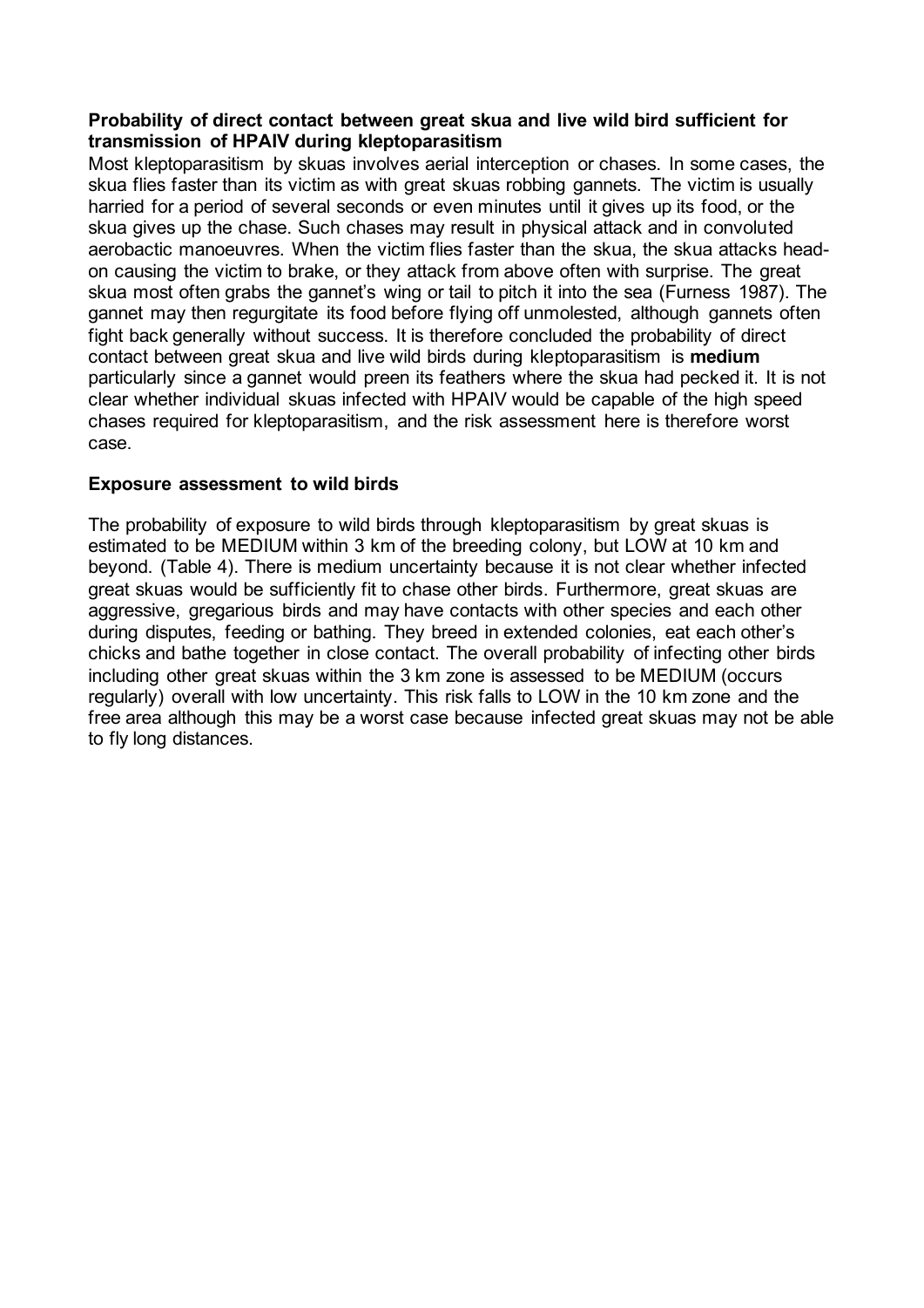**Probability of direct contact between great skua and live wild bird sufficient for transmission of HPAIV during kleptoparasitism**

Most kleptoparasitism by skuas involves aerial interception or chases. In some cases, the skua flies faster than its victim as with great skuas robbing gannets. The victim is usually harried for a period of several seconds or even minutes until it gives up its food, or the skua gives up the chase. Such chases may result in physical attack and in convoluted aerobactic manoeuvres. When the victim flies faster than the skua, the skua attacks head-on causing the victim to brake, or they attack from above often with surprise. The great skua most often grabs the gannet's wing or tail to pitch it into the sea (Furness 1987). The gannet may then regurgitate its food before flying off unmolested, although gannets often fight back generally without success. It is therefore concluded the probability of direct contact between great skua and live wild birds during kleptoparasitism is **medium** particularly since a gannet would preen its feathers where the skua had pecked it. It is not clear whether individual skuas infected with HPAIV would be capable of the high speed chases required for kleptoparasitism, and the risk assessment here is therefore worst case.

**Exposure assessment to wild birds**

The probability of exposure to wild birds through kleptoparasitism by great skuas is estimated to be MEDIUM within 3 km of the breeding colony, but LOW at 10 km and beyond. (Table 4). There is medium uncertainty because it is not clear whether infected great skuas would be sufficiently fit to chase other birds. Furthermore, great skuas are aggressive, gregarious birds and may have contacts with other species and each other during disputes, feeding or bathing. They breed in extended colonies, eat each other's chicks and bathe together in close contact. The overall probability of infecting other birds including other great skuas within the 3 km zone is assessed to be MEDIUM (occurs regularly) overall with low uncertainty. This risk falls to LOW in the 10 km zone and the free area although this may be a worst case because infected great skuas may not be able to fly long distances.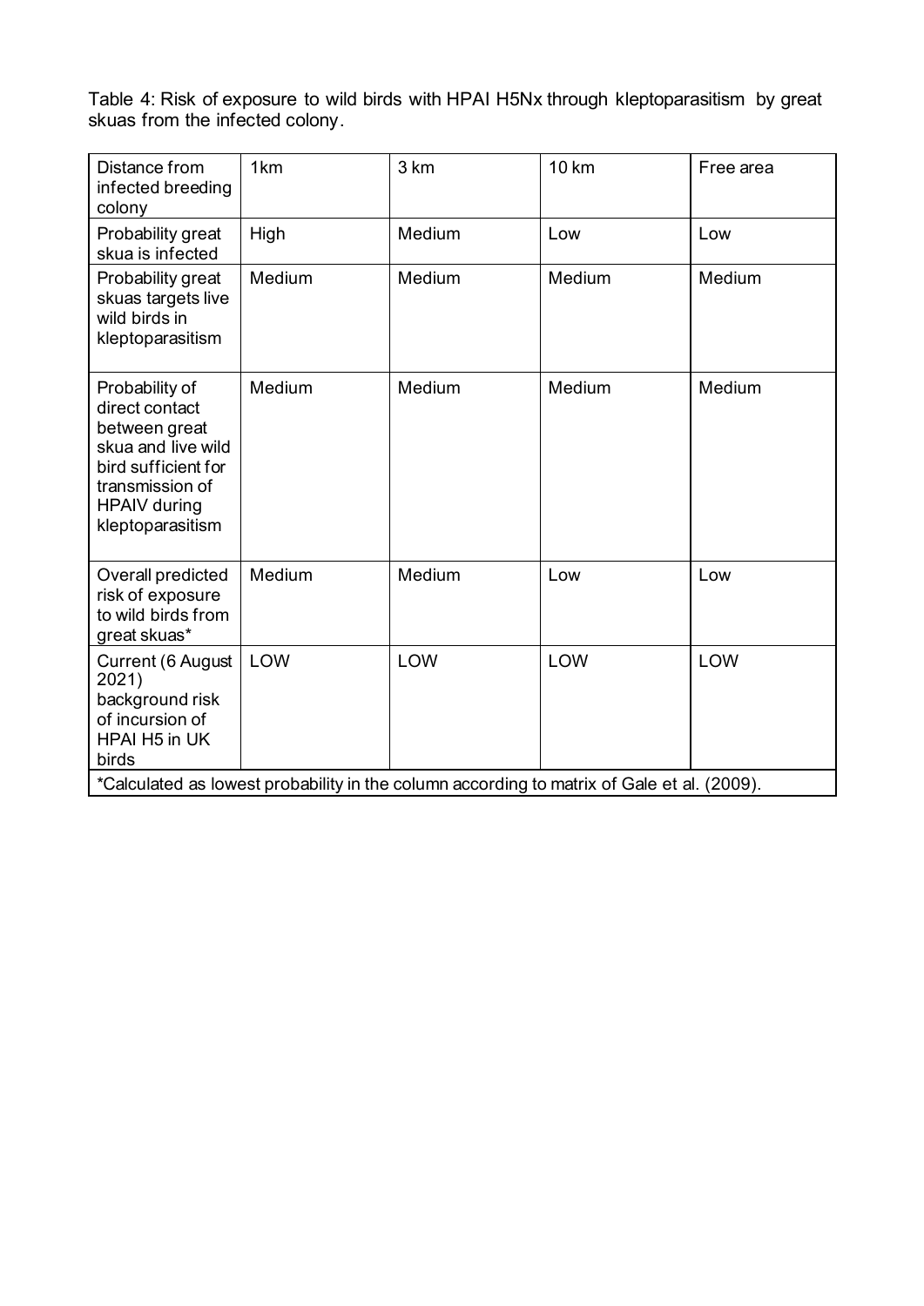Table 4: Risk of exposure to wild birds with HPAI H5Nx through kleptoparasitism by great skuas from the infected colony.

| Distance from infected breeding colony | 1km | 3 km | 10 km | Free area |
|---|---|---|---|---|
| Probability great skua is infected | High | Medium | Low | Low |
| Probability great skuas targets live wild birds in kleptoparasitism | Medium | Medium | Medium | Medium |
| Probability of direct contact between great skua and live wild bird sufficient for transmission of HPAIV during kleptoparasitism | Medium | Medium | Medium | Medium |
| Overall predicted risk of exposure to wild birds from great skuas* | Medium | Medium | Low | Low |
| Current (6 August 2021) background risk of incursion of HPAI H5 in UK birds | LOW | LOW | LOW | LOW |

*Calculated as lowest probability in the column according to matrix of Gale et al. (2009).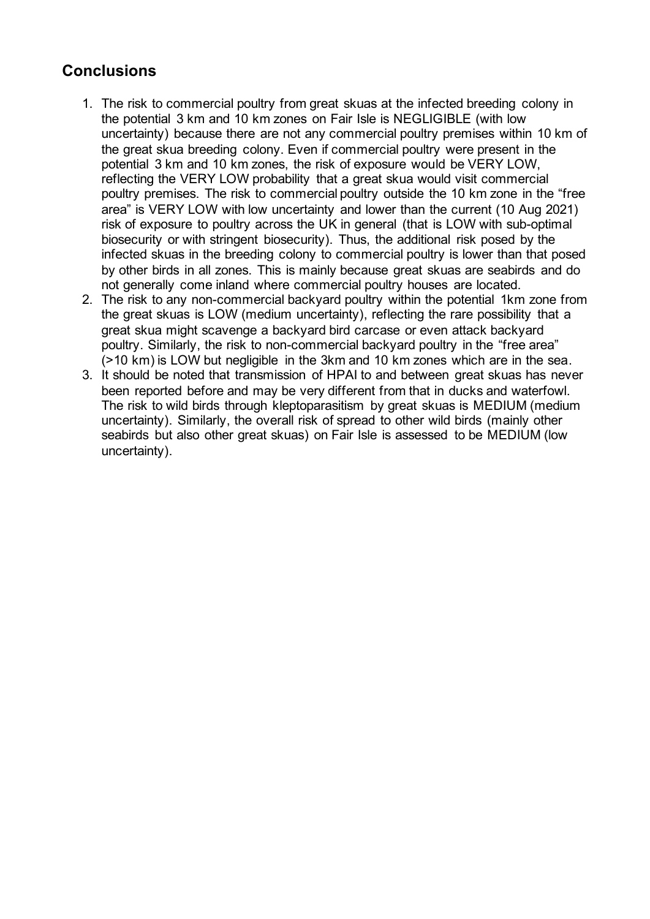## Conclusions

1. The risk to commercial poultry from great skuas at the infected breeding colony in the potential 3 km and 10 km zones on Fair Isle is NEGLIGIBLE (with low uncertainty) because there are not any commercial poultry premises within 10 km of the great skua breeding colony. Even if commercial poultry were present in the potential 3 km and 10 km zones, the risk of exposure would be VERY LOW, reflecting the VERY LOW probability that a great skua would visit commercial poultry premises. The risk to commercial poultry outside the 10 km zone in the "free area" is VERY LOW with low uncertainty and lower than the current (10 Aug 2021) risk of exposure to poultry across the UK in general (that is LOW with sub-optimal biosecurity or with stringent biosecurity). Thus, the additional risk posed by the infected skuas in the breeding colony to commercial poultry is lower than that posed by other birds in all zones. This is mainly because great skuas are seabirds and do not generally come inland where commercial poultry houses are located.
2. The risk to any non-commercial backyard poultry within the potential 1km zone from the great skuas is LOW (medium uncertainty), reflecting the rare possibility that a great skua might scavenge a backyard bird carcase or even attack backyard poultry. Similarly, the risk to non-commercial backyard poultry in the "free area" (>10 km) is LOW but negligible in the 3km and 10 km zones which are in the sea.
3. It should be noted that transmission of HPAI to and between great skuas has never been reported before and may be very different from that in ducks and waterfowl. The risk to wild birds through kleptoparasitism by great skuas is MEDIUM (medium uncertainty). Similarly, the overall risk of spread to other wild birds (mainly other seabirds but also other great skuas) on Fair Isle is assessed to be MEDIUM (low uncertainty).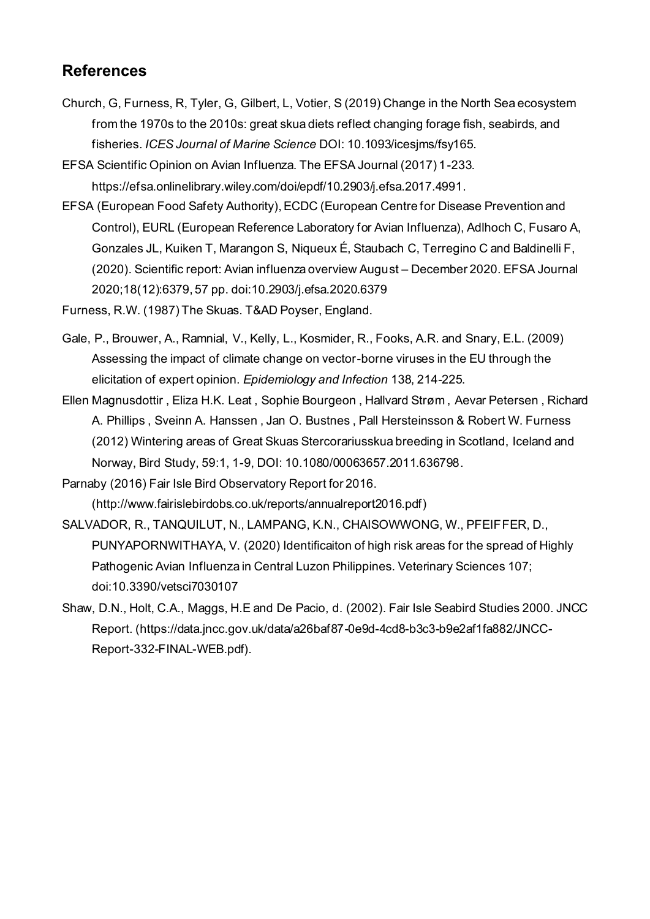## References

Church, G, Furness, R, Tyler, G, Gilbert, L, Votier, S (2019) Change in the North Sea ecosystem from the 1970s to the 2010s: great skua diets reflect changing forage fish, seabirds, and fisheries. *ICES Journal of Marine Science* DOI: 10.1093/icesjms/fsy165.

EFSA Scientific Opinion on Avian Influenza. The EFSA Journal (2017) 1-233. https://efsa.onlinelibrary.wiley.com/doi/epdf/10.2903/j.efsa.2017.4991.

EFSA (European Food Safety Authority), ECDC (European Centre for Disease Prevention and Control), EURL (European Reference Laboratory for Avian Influenza), Adlhoch C, Fusaro A, Gonzales JL, Kuiken T, Marangon S, Niqueux É, Staubach C, Terregino C and Baldinelli F, (2020). Scientific report: Avian influenza overview August – December 2020. EFSA Journal 2020;18(12):6379, 57 pp. doi:10.2903/j.efsa.2020.6379

Furness, R.W. (1987) The Skuas. T&AD Poyser, England.

Gale, P., Brouwer, A., Ramnial, V., Kelly, L., Kosmider, R., Fooks, A.R. and Snary, E.L. (2009) Assessing the impact of climate change on vector-borne viruses in the EU through the elicitation of expert opinion. *Epidemiology and Infection* 138, 214-225.

Ellen Magnusdottir , Eliza H.K. Leat , Sophie Bourgeon , Hallvard Strøm , Aevar Petersen , Richard A. Phillips , Sveinn A. Hanssen , Jan O. Bustnes , Pall Hersteinsson & Robert W. Furness (2012) Wintering areas of Great Skuas Stercorariusskua breeding in Scotland, Iceland and Norway, Bird Study, 59:1, 1-9, DOI: 10.1080/00063657.2011.636798.

Parnaby (2016) Fair Isle Bird Observatory Report for 2016. (http://www.fairislebirdobs.co.uk/reports/annualreport2016.pdf)

SALVADOR, R., TANQUILUT, N., LAMPANG, K.N., CHAISOWWONG, W., PFEIFFER, D., PUNYAPORNWITHAYA, V. (2020) Identificaiton of high risk areas for the spread of Highly Pathogenic Avian Influenza in Central Luzon Philippines. Veterinary Sciences 107; doi:10.3390/vetsci7030107

Shaw, D.N., Holt, C.A., Maggs, H.E and De Pacio, d. (2002). Fair Isle Seabird Studies 2000. JNCC Report. (https://data.jncc.gov.uk/data/a26baf87-0e9d-4cd8-b3c3-b9e2af1fa882/JNCC-Report-332-FINAL-WEB.pdf).